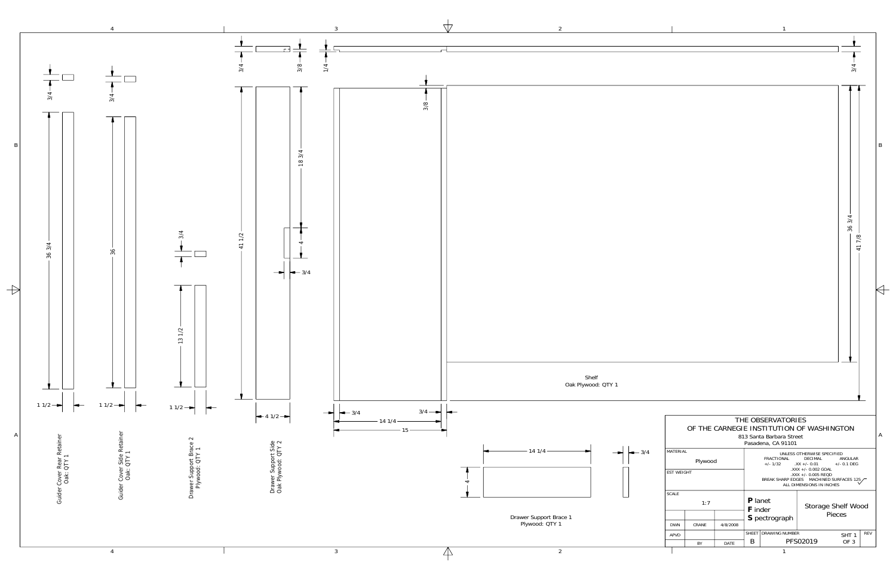# Storage Shelf Wood Pieces

**Guider Cover Rear Retainer** — Oak: QTY 1
- 3/4
- 36 3/4
- 1 1/2

**Guider Cover Side Retainer** — Oak: QTY 1
- 3/4
- 36
- 1 1/2

**Drawer Support Brace 2** — Plywood: QTY 1
- 3/4
- 13 1/2
- 1 1/2

**Drawer Support Side** — Oak Plywood: QTY 2
- 3/4
- 3/8
- 41 1/2
- 18 3/4
- 4
- 3/4
- 4 1/2

**Shelf** — Oak Plywood: QTY 1
- 1/4
- 3/4
- 3/8
- 36 3/4
- 41 7/8
- 3/4
- 14 1/4
- 3/4
- 15

**Drawer Support Brace 1** — Plywood: QTY 1
- 14 1/4
- 4
- 3/4

| THE OBSERVATORIES OF THE CARNEGIE INSTITUTION OF WASHINGTON | | |
|---|---|---|
| 813 Santa Barbara Street, Pasadena, CA 91101 | | |
| MATERIAL: Plywood | UNLESS OTHERWISE SPECIFIED: FRACTIONAL +/- 1/32; DECIMAL .XX +/- 0.01, .XXX +/- 0.002 GOAL, .XXX +/- 0.005 REQD; ANGULAR +/- 0.1 DEG; BREAK SHARP EDGES; MACHINED SURFACES 125; ALL DIMENSIONS IN INCHES | |
| EST WEIGHT | | |
| SCALE: 1:7 | **P**lanet **F**inder **S**pectrograph | Storage Shelf Wood Pieces |
| DWN: CRANE, 4/8/2008 | SHEET: B | DRAWING NUMBER: PFS02019 |
| APVD | SHT 1 OF 3 | REV |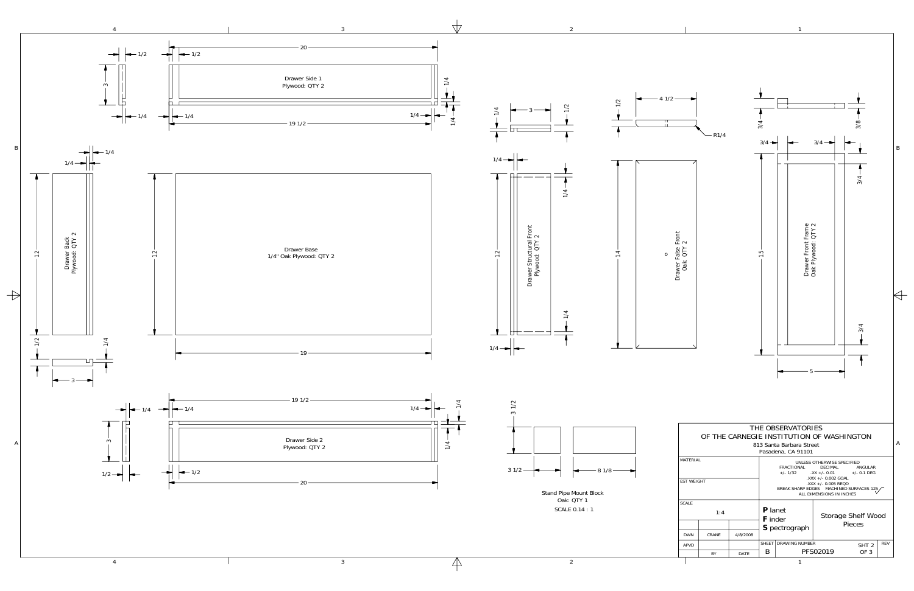Drawer Side 1
Plywood: QTY 2

20 | 1/2 | 1/2 | 3 | 1/4 | 1/4 | 19 1/2 | 1/4 | 1/4 | 1/4

Drawer Back
Plywood: QTY 2

1/4 | 1/4 | 12 | 1/2 | 1/4 | 3

Drawer Base
1/4" Oak Plywood: QTY 2

12 | 19

Drawer Side 2
Plywood: QTY 2

19 1/2 | 1/4 | 1/4 | 1/4 | 1/4 | 3 | 1/2 | 1/2 | 20

Drawer Structural Front
Plywood: QTY 2

1/4 | 3 | 1/2 | 1/4 | 1/4 | 12 | 1/4 | 1/4

Drawer False Front
Oak: QTY 2

1/2 | 4 1/2 | R1/4 | 14

Drawer Front Frame
Oak Plywood: QTY 2

3/4 | 3/8 | 3/4 | 3/4 | 3/4 | 15 | 3/4 | 5

Stand Pipe Mount Block
Oak: QTY 1
SCALE 0.14 : 1

3 1/2 | 3 1/2 | 8 1/8

THE OBSERVATORIES
OF THE CARNEGIE INSTITUTION OF WASHINGTON
813 Santa Barbara Street
Pasadena, CA 91101

| MATERIAL | | | UNLESS OTHERWISE SPECIFIED<br>FRACTIONAL +/- 1/32<br>DECIMAL .XX +/- 0.01, .XXX +/- 0.002 GOAL, .XXX +/- 0.005 REQD<br>ANGULAR +/- 0.1 DEG<br>BREAK SHARP EDGES MACHINED SURFACES 125<br>ALL DIMENSIONS IN INCHES | |
|---|---|---|---|---|
| EST WEIGHT | | | | |
| SCALE 1:4 | | | **P** lanet **F** inder **S** pectrograph | Storage Shelf Wood Pieces |
| DWN | CRANE | 4/8/2008 | | |
| APVD | | | SHEET B | DRAWING NUMBER PFS02019 — SHT 2 OF 3 — REV |
| | BY | DATE | | |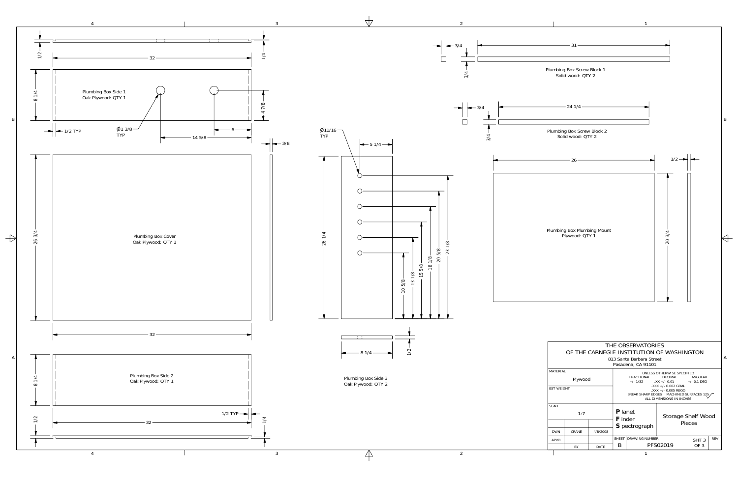Plumbing Box Side 1
Oak Plywood: QTY 1

32
1/2
1/4
8 1/4
4 7/8
Ø1 3/8
TYP
1/2 TYP
14 5/8
6

Plumbing Box Cover
Oak Plywood: QTY 1

26 3/4
32
3/8

Plumbing Box Side 2
Oak Plywood: QTY 1

8 1/4
1/2
32
1/2 TYP
1/4

Plumbing Box Side 3
Oak Plywood: QTY 2

Ø11/16
TYP
5 1/4
26 1/4
10 5/8
13 1/8
15 5/8
18 1/8
20 5/8
23 1/8
8 1/4
1/2

Plumbing Box Screw Block 1
Solid wood: QTY 2

3/4
3/4
31

Plumbing Box Screw Block 2
Solid wood: QTY 2

3/4
3/4
24 1/4

Plumbing Box Plumbing Mount
Plywood: QTY 1

26
20 3/4
1/2

THE OBSERVATORIES
OF THE CARNEGIE INSTITUTION OF WASHINGTON
813 Santa Barbara Street
Pasadena, CA 91101

| | | | |
|---|---|---|---|
| MATERIAL: Plywood | UNLESS OTHERWISE SPECIFIED<br>FRACTIONAL +/- 1/32<br>DECIMAL .XX +/- 0.01, .XXX +/- 0.002 GOAL, .XXX +/- 0.005 REQD<br>ANGULAR +/- 0.1 DEG<br>BREAK SHARP EDGES MACHINED SURFACES 125<br>ALL DIMENSIONS IN INCHES | | |
| EST WEIGHT | | | |
| SCALE: 1:7 | **P** lanet **F** inder **S** pectrograph | Storage Shelf Wood Pieces | |
| DWN: CRANE, 4/8/2008 | | | |
| APVD | SHEET: B | DRAWING NUMBER: PFS02019 | SHT 3 OF 3 / REV |
| BY / DATE | | | |